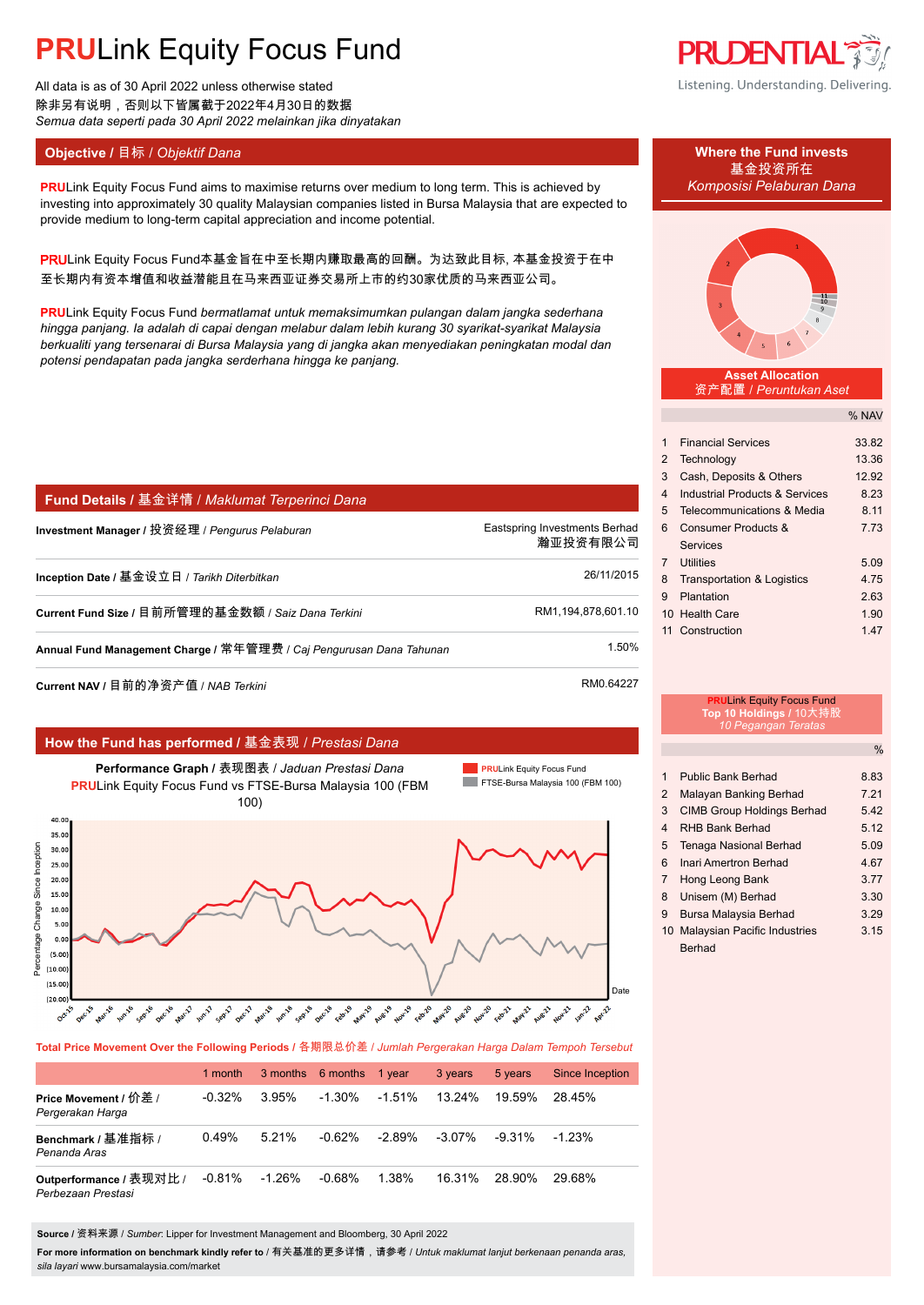# PRULink Equity Focus Fund

All data is as of 30 April 2022 unless stated otherwise
除非另有说明，否则以下皆属截于2022年4月30日的数据
*Semua data seperti pada 30 April 2022 melainkan jika dinyatakan*

PRUDENTIAL
Listening. Understanding. Delivering.

## Objective / 目标 / *Objektif Dana*

PRULink Equity Focus Fund aims to maximise returns over medium to long term. This is achieved by investing into approximately 30 quality Malaysian companies listed in Bursa Malaysia that are expected to provide medium to long-term capital appreciation and income potential.

PRULink Equity Focus Fund本基金旨在中至长期内赚取最高的回酬。为达致此目标, 本基金投资于在中至长期内有资本增值和收益潜能且在马来西亚证券交易所上市的约30家优质的马来西亚公司。

PRULink Equity Focus Fund *bermatlamat untuk memaksimumkan pulangan dalam jangka sederhana hingga panjang. Ia adalah di capai dengan melabur dalam lebih kurang 30 syarikat-syarikat Malaysia berkualiti yang tersenarai di Bursa Malaysia yang di jangka akan menyediakan peningkatan modal dan potensi pendapatan pada jangka serderhana hingga ke panjang.*

## Fund Details / 基金详情 / *Maklumat Terperinci Dana*

| | |
|---|---|
| **Investment Manager** / 投资经理 / *Pengurus Pelaburan* | Eastspring Investments Berhad 瀚亚投资有限公司 |
| **Inception Date** / 基金设立日 / *Tarikh Diterbitkan* | 26/11/2015 |
| **Current Fund Size** / 目前所管理的基金数额 / *Saiz Dana Terkini* | RM1,194,878,601.10 |
| **Annual Fund Management Charge** / 常年管理费 / *Caj Pengurusan Dana Tahunan* | 1.50% |
| **Current NAV** / 目前的净资产值 / *NAB Terkini* | RM0.64227 |

## How the Fund has performed / 基金表现 / *Prestasi Dana*

**Performance Graph** / 表现图表 / *Jaduan Prestasi Dana*
PRULink Equity Focus Fund vs FTSE-Bursa Malaysia 100 (FBM 100)

**Total Price Movement Over the Following Periods** / 各期限总价差 / *Jumlah Pergerakan Harga Dalam Tempoh Tersebut*

| | 1 month | 3 months | 6 months | 1 year | 3 years | 5 years | Since Inception |
|---|---|---|---|---|---|---|---|
| **Price Movement** / 价差 / *Pergerakan Harga* | -0.32% | 3.95% | -1.30% | -1.51% | 13.24% | 19.59% | 28.45% |
| **Benchmark** / 基准指标 / *Penanda Aras* | 0.49% | 5.21% | -0.62% | -2.89% | -3.07% | -9.31% | -1.23% |
| **Outperformance** / 表现对比 / *Perbezaan Prestasi* | -0.81% | -1.26% | -0.68% | 1.38% | 16.31% | 28.90% | 29.68% |

**Source** / 资料来源 / *Sumber*: Lipper for Investment Management and Bloomberg, 30 April 2022

**For more information on benchmark kindly refer to** / 有关基准的更多详情，请参考 / *Untuk maklumat lanjut berkenaan penanda aras, sila layari* www.bursamalaysia.com/market

## Where the Fund invests / 基金投资所在 / *Komposisi Pelaburan Dana*

**Asset Allocation** / 资产配置 / *Peruntukan Aset*

| | | % NAV |
|---|---|---|
| 1 | Financial Services | 33.82 |
| 2 | Technology | 13.36 |
| 3 | Cash, Deposits & Others | 12.92 |
| 4 | Industrial Products & Services | 8.23 |
| 5 | Telecommunications & Media | 8.11 |
| 6 | Consumer Products & Services | 7.73 |
| 7 | Utilities | 5.09 |
| 8 | Transportation & Logistics | 4.75 |
| 9 | Plantation | 2.63 |
| 10 | Health Care | 1.90 |
| 11 | Construction | 1.47 |

**PRULink Equity Focus Fund Top 10 Holdings** / 10大持股 / *10 Pegangan Teratas*

| | | % |
|---|---|---|
| 1 | Public Bank Berhad | 8.83 |
| 2 | Malayan Banking Berhad | 7.21 |
| 3 | CIMB Group Holdings Berhad | 5.42 |
| 4 | RHB Bank Berhad | 5.12 |
| 5 | Tenaga Nasional Berhad | 5.09 |
| 6 | Inari Amertron Berhad | 4.67 |
| 7 | Hong Leong Bank | 3.77 |
| 8 | Unisem (M) Berhad | 3.30 |
| 9 | Bursa Malaysia Berhad | 3.29 |
| 10 | Malaysian Pacific Industries Berhad | 3.15 |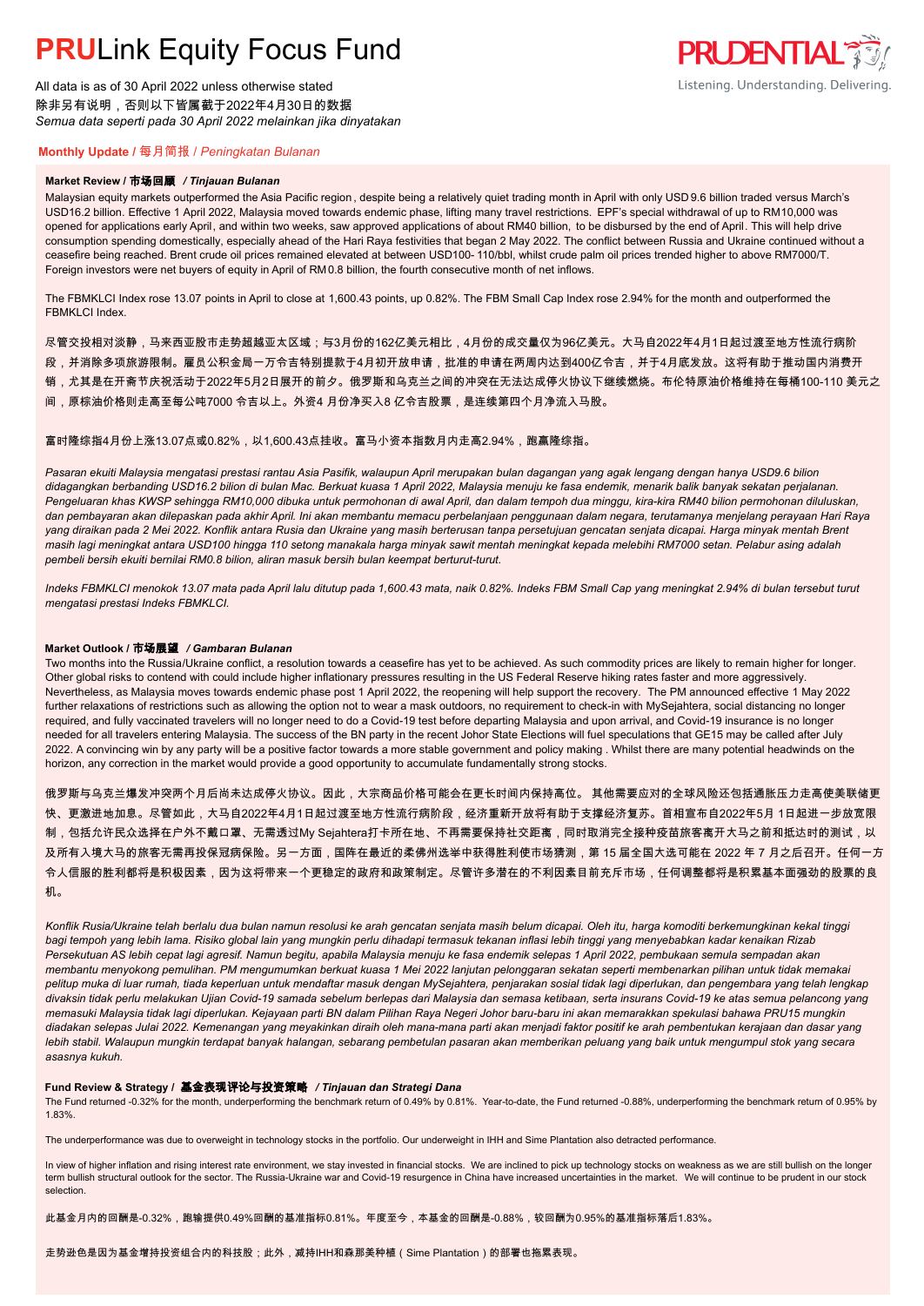# **PRU**Link Equity Focus Fund

All data is as of 30 April 2022 unless otherwise stated
除非另有说明，否则以下皆属截于2022年4月30日的数据
*Semua data seperti pada 30 April 2022 melainkan jika dinyatakan*

## **Monthly Update** / 每月简报 / *Peningkatan Bulanan*

### **Market Review / 市场回顾** / *Tinjauan Bulanan*

Malaysian equity markets outperformed the Asia Pacific region, despite being a relatively quiet trading month in April with only USD 9.6 billion traded versus March's USD16.2 billion. Effective 1 April 2022, Malaysia moved towards endemic phase, lifting many travel restrictions. EPF's special withdrawal of up to RM10,000 was opened for applications early April, and within two weeks, saw approved applications of about RM40 billion, to be disbursed by the end of April. This will help drive consumption spending domestically, especially ahead of the Hari Raya festivities that began 2 May 2022. The conflict between Russia and Ukraine continued without a ceasefire being reached. Brent crude oil prices remained elevated at between USD100- 110/bbl, whilst crude palm oil prices trended higher to above RM7000/T. Foreign investors were net buyers of equity in April of RM0.8 billion, the fourth consecutive month of net inflows.

The FBMKLCI Index rose 13.07 points in April to close at 1,600.43 points, up 0.82%. The FBM Small Cap Index rose 2.94% for the month and outperformed the FBMKLCI Index.

尽管交投相对淡静，马来西亚股市走势超越亚太区域；与3月份的162亿美元相比，4月份的成交量仅为96亿美元。大马自2022年4月1日起过渡至地方性流行病阶段，并消除多项旅游限制。雇员公积金局一万令吉特别提款于4月初开放申请，批准的申请在两周内达到400亿令吉，并于4月底发放。这将有助于推动国内消费开销，尤其是在开斋节庆祝活动于2022年5月2日展开的前夕。俄罗斯和乌克兰之间的冲突在无法达成停火协议下继续燃烧。布伦特原油价格维持在每桶100-110 美元之间，原棕油价格则走高至每公吨7000 令吉以上。外资4 月份净买入8 亿令吉股票，是连续第四个月净流入马股。

富时隆综指4月份上涨13.07点或0.82%，以1,600.43点挂收。富马小资本指数月内走高2.94%，跑赢隆综指。

*Pasaran ekuiti Malaysia mengatasi prestasi rantau Asia Pasifik, walaupun April merupakan bulan dagangan yang agak lengang dengan hanya USD9.6 bilion didagangkan berbanding USD16.2 bilion di bulan Mac. Berkuat kuasa 1 April 2022, Malaysia menuju ke fasa endemik, menarik balik banyak sekatan perjalanan. Pengeluaran khas KWSP sehingga RM10,000 dibuka untuk permohonan di awal April, dan dalam tempoh dua minggu, kira-kira RM40 bilion permohonan diluluskan, dan pembayaran akan dilepaskan pada akhir April. Ini akan membantu memacu perbelanjaan penggunaan dalam negara, terutamanya menjelang perayaan Hari Raya yang diraikan pada 2 Mei 2022. Konflik antara Rusia dan Ukraine yang masih berterusan tanpa persetujuan gencatan senjata dicapai. Harga minyak mentah Brent masih lagi meningkat antara USD100 hingga 110 setong manakala harga minyak sawit mentah meningkat kepada melebihi RM7000 setan. Pelabur asing adalah pembeli bersih ekuiti bernilai RM0.8 bilion, aliran masuk bersih bulan keempat berturut-turut.*

*Indeks FBMKLCI menokok 13.07 mata pada April lalu ditutup pada 1,600.43 mata, naik 0.82%. Indeks FBM Small Cap yang meningkat 2.94% di bulan tersebut turut mengatasi prestasi Indeks FBMKLCI.*

### **Market Outlook / 市场展望** / *Gambaran Bulanan*

Two months into the Russia/Ukraine conflict, a resolution towards a ceasefire has yet to be achieved. As such commodity prices are likely to remain higher for longer. Other global risks to contend with could include higher inflationary pressures resulting in the US Federal Reserve hiking rates faster and more aggressively. Nevertheless, as Malaysia moves towards endemic phase post 1 April 2022, the reopening will help support the recovery. The PM announced effective 1 May 2022 further relaxations of restrictions such as allowing the option not to wear a mask outdoors, no requirement to check-in with MySejahtera, social distancing no longer required, and fully vaccinated travelers will no longer need to do a Covid-19 test before departing Malaysia and upon arrival, and Covid-19 insurance is no longer needed for all travelers entering Malaysia. The success of the BN party in the recent Johor State Elections will fuel speculations that GE15 may be called after July 2022. A convincing win by any party will be a positive factor towards a more stable government and policy making . Whilst there are many potential headwinds on the horizon, any correction in the market would provide a good opportunity to accumulate fundamentally strong stocks.

俄罗斯与乌克兰爆发冲突两个月后尚未达成停火协议。因此，大宗商品价格可能会在更长时间内保持高位。 其他需要应对的全球风险还包括通胀压力走高使美联储更快、更激进地加息。尽管如此，大马自2022年4月1日起过渡至地方性流行病阶段，经济重新开放将有助于支撑经济复苏。首相宣布自2022年5 月1日起进一步放宽限制，包括允许民众选择在户外不戴口罩、无需透过My Sejahtera打卡所在地、不再需要保持社交距离，同时取消完全接种疫苗旅客离开大马之前和抵达时的测试，以及所有入境大马的旅客无需再投保冠病保险。另一方面，国阵在最近的柔佛州选举中获得胜利使市场猜测，第 15 届全国大选可能在 2022 年 7 月之后召开。任何一方令人信服的胜利都将是积极因素，因为这将带来一个更稳定的政府和政策制定。尽管许多潜在的不利因素目前充斥市场，任何调整都将是积累基本面强劲的股票的良机。

*Konflik Rusia/Ukraine telah berlalu dua bulan namun resolusi ke arah gencatan senjata masih belum dicapai. Oleh itu, harga komoditi berkemungkinan kekal tinggi bagi tempoh yang lebih lama. Risiko global lain yang mungkin perlu dihadapi termasuk tekanan inflasi lebih tinggi yang menyebabkan kadar kenaikan Rizab Persekutuan AS lebih cepat lagi agresif. Namun begitu, apabila Malaysia menuju ke fasa endemik selepas 1 April 2022, pembukaan semula sempadan akan membantu menyokong pemulihan. PM mengumumkan berkuat kuasa 1 Mei 2022 lanjutan pelonggaran sekatan seperti membenarkan pilihan untuk tidak memakai pelitup muka di luar rumah, tiada keperluan untuk mendaftar masuk dengan MySejahtera, penjarakan sosial tidak lagi diperlukan, dan pengembara yang telah lengkap divaksin tidak perlu melakukan Ujian Covid-19 samada sebelum berlepas dari Malaysia dan semasa ketibaan, serta insurans Covid-19 ke atas semua pelancong yang memasuki Malaysia tidak lagi diperlukan. Kejayaan parti BN dalam Pilihan Raya Negeri Johor baru-baru ini akan memarakkan spekulasi bahawa PRU15 mungkin diadakan selepas Julai 2022. Kemenangan yang meyakinkan diraih oleh mana-mana parti akan menjadi faktor positif ke arah pembentukan kerajaan dan dasar yang lebih stabil. Walaupun mungkin terdapat banyak halangan, sebarang pembetulan pasaran akan memberikan peluang yang baik untuk mengumpul stok yang secara asasnya kukuh.*

### **Fund Review & Strategy / 基金表现评论与投资策略** / *Tinjauan dan Strategi Dana*

The Fund returned -0.32% for the month, underperforming the benchmark return of 0.49% by 0.81%. Year-to-date, the Fund returned -0.88%, underperforming the benchmark return of 0.95% by 1.83%.

The underperformance was due to overweight in technology stocks in the portfolio. Our underweight in IHH and Sime Plantation also detracted performance.

In view of higher inflation and rising interest rate environment, we stay invested in financial stocks. We are inclined to pick up technology stocks on weakness as we are still bullish on the longer term bullish structural outlook for the sector. The Russia-Ukraine war and Covid-19 resurgence in China have increased uncertainties in the market. We will continue to be prudent in our stock selection.

此基金月内的回酬是-0.32%，跑输提供0.49%回酬的基准指标0.81%。年度至今，本基金的回酬是-0.88%，较回酬为0.95%的基准指标落后1.83%。

走势逊色是因为基金增持投资组合内的科技股；此外，减持IHH和森那美种植（Sime Plantation）的部署也拖累表现。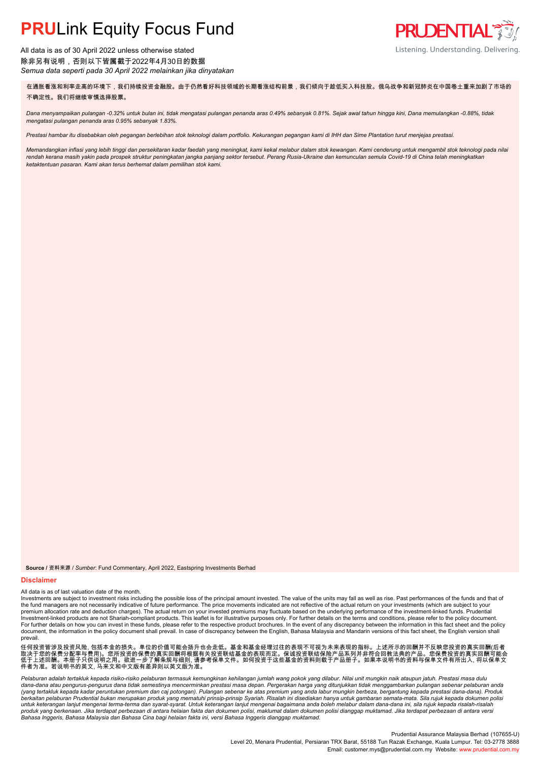# PRULink Equity Focus Fund

All data is as of 30 April 2022 unless otherwise stated
除非另有说明，否则以下皆属截于2022年4月30日的数据
*Semua data seperti pada 30 April 2022 melainkan jika dinyatakan*

在通胀看涨和利率走高的环境下，我们持续投资金融股。由于仍然看好科技领域的长期看涨结构前景，我们倾向于趁低买入科技股。俄乌战争和新冠肺炎在中国卷土重来加剧了市场的不确定性。我们将继续审慎选择股票。

*Dana menyampaikan pulangan -0.32% untuk bulan ini, tidak mengatasi pulangan penanda aras 0.49% sebanyak 0.81%. Sejak awal tahun hingga kini, Dana memulangkan -0.88%, tidak mengatasi pulangan penanda aras 0.95% sebanyak 1.83%.*

*Prestasi hambar itu disebabkan oleh pegangan berlebihan stok teknologi dalam portfolio. Kekurangan pegangan kami di IHH dan Sime Plantation turut menjejas prestasi.*

*Memandangkan inflasi yang lebih tinggi dan persekitaran kadar faedah yang meningkat, kami kekal melabur dalam stok kewangan. Kami cenderung untuk mengambil stok teknologi pada nilai rendah kerana masih yakin pada prospek struktur peningkatan jangka panjang sektor tersebut. Perang Rusia-Ukraine dan kemunculan semula Covid-19 di China telah meningkatkan ketaktentuan pasaran. Kami akan terus berhemat dalam pemilihan stok kami.*

**Source** / 资料来源 / *Sumber*: Fund Commentary, April 2022, Eastspring Investments Berhad

## Disclaimer

All data is as of last valuation date of the month.
Investments are subject to investment risks including the possible loss of the principal amount invested. The value of the units may fall as well as rise. Past performances of the funds and that of the fund managers are not necessarily indicative of future performance. The price movements indicated are not reflective of the actual return on your investments (which are subject to your premium allocation rate and deduction charges). The actual return on your invested premiums may fluctuate based on the underlying performance of the investment-linked funds. Prudential Investment-linked products are not Shariah-compliant products. This leaflet is for illustrative purposes only. For further details on the terms and conditions, please refer to the policy document. For further details on how you can invest in these funds, please refer to the respective product brochures. In the event of any discrepancy between the information in this fact sheet and the policy document, the information in the policy document shall prevail. In case of discrepancy between the English, Bahasa Malaysia and Mandarin versions of this fact sheet, the English version shall prevail.

任何投资皆涉及投资风险, 包括本金的损失。单位的价值可能会扬升也会走低。基金和基金经理过往的表现不可视为未来表现的指标。上述所示的回酬并不反映您投资的真实回酬(后者取决于您的保费分配率与费用)。您所投资的保费的真实回酬将根据有关投资联结基金的表现而定。保诚投资联结保险产品系列并非符合回教法典的产品。您保费投资的真实回酬可能会低于上述回酬。本册子只供说明之用。欲进一步了解条规与细则, 请参考保单文件。如何投资于这些基金的资料则载于产品册子。如果本说明书的资料与保单文件有所出入, 将以保单文件者为准。若说明书的英文, 马来文和中文版有差异则以英文版为准。

*Pelaburan adalah tertakluk kepada risiko-risiko pelaburan termasuk kemungkinan kehilangan jumlah wang pokok yang dilabur. Nilai unit mungkin naik ataupun jatuh. Prestasi masa dulu dana-dana atau pengurus-pengurus dana tidak semestinya mencerminkan prestasi masa depan. Pergerakan harga yang ditunjukkan tidak menggambarkan pulangan sebenar pelaburan anda (yang tertakluk kepada kadar peruntukan premium dan caj potongan). Pulangan sebenar ke atas premium yang anda labur mungkin berbeza, bergantung kepada prestasi dana-dana). Produk berkaitan pelaburan Prudential bukan merupakan produk yang mematuhi prinsip-prinsip Syariah. Risalah ini disediakan hanya untuk gambaran semata-mata. Sila rujuk kepada dokumen polisi untuk keterangan lanjut mengenai terma-terma dan syarat-syarat. Untuk keterangan lanjut mengenai bagaimana anda boleh melabur dalam dana-dana ini, sila rujuk kepada risalah-risalah produk yang berkenaan. Jika terdapat perbezaan di antara helaian fakta dan dokumen polisi, maklumat dalam dokumen polisi dianggap muktamad. Jika terdapat perbezaan di antara versi Bahasa Inggeris, Bahasa Malaysia dan Bahasa Cina bagi helaian fakta ini, versi Bahasa Inggeris dianggap muktamad.*

Prudential Assurance Malaysia Berhad (107655-U)
Level 20, Menara Prudential, Persiaran TRX Barat, 55188 Tun Razak Exchange, Kuala Lumpur. Tel: 03-2778 3888
Email: customer.mys@prudential.com.my Website: www.prudential.com.my